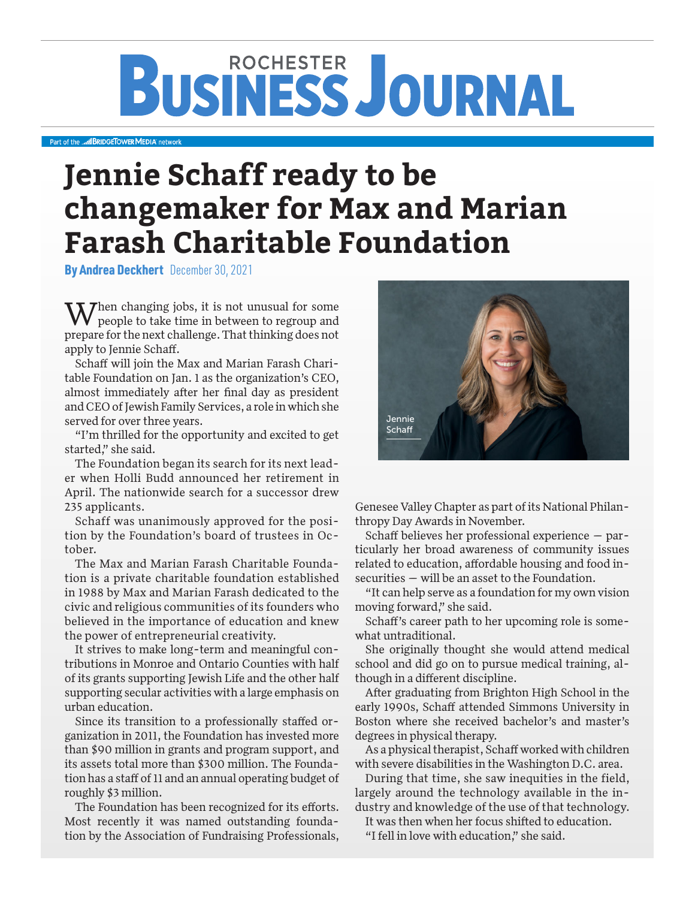# Jennie Schaff ready to be changemaker for Max and Marian Farash Charitable Foundation

**By Andrea Deckhert** December 30, 2021

When changing jobs, it is not unusual for some people to take time in between to regroup and prepare for the next challenge. That thinking does not apply to Jennie Schaff.

Schaff will join the Max and Marian Farash Charitable Foundation on Jan. 1 as the organization's CEO, almost immediately after her final day as president and CEO of Jewish Family Services, a role in which she served for over three years.

"I'm thrilled for the opportunity and excited to get started," she said.

The Foundation began its search for its next leader when Holli Budd announced her retirement in April. The nationwide search for a successor drew 235 applicants.

Schaff was unanimously approved for the position by the Foundation's board of trustees in October.

The Max and Marian Farash Charitable Foundation is a private charitable foundation established in 1988 by Max and Marian Farash dedicated to the civic and religious communities of its founders who believed in the importance of education and knew the power of entrepreneurial creativity.

It strives to make long-term and meaningful contributions in Monroe and Ontario Counties with half of its grants supporting Jewish Life and the other half supporting secular activities with a large emphasis on urban education.

Since its transition to a professionally staffed organization in 2011, the Foundation has invested more than $90 million in grants and program support, and its assets total more than $300 million. The Foundation has a staff of 11 and an annual operating budget of roughly $3 million.

The Foundation has been recognized for its efforts. Most recently it was named outstanding foundation by the Association of Fundraising Professionals, Genesee Valley Chapter as part of its National Philanthropy Day Awards in November.

Jennie Schaff

Schaff believes her professional experience — particularly her broad awareness of community issues related to education, affordable housing and food insecurities — will be an asset to the Foundation.

"It can help serve as a foundation for my own vision moving forward," she said.

Schaff's career path to her upcoming role is somewhat untraditional.

She originally thought she would attend medical school and did go on to pursue medical training, although in a different discipline.

After graduating from Brighton High School in the early 1990s, Schaff attended Simmons University in Boston where she received bachelor's and master's degrees in physical therapy.

As a physical therapist, Schaff worked with children with severe disabilities in the Washington D.C. area.

During that time, she saw inequities in the field, largely around the technology available in the industry and knowledge of the use of that technology.

It was then when her focus shifted to education.

"I fell in love with education," she said.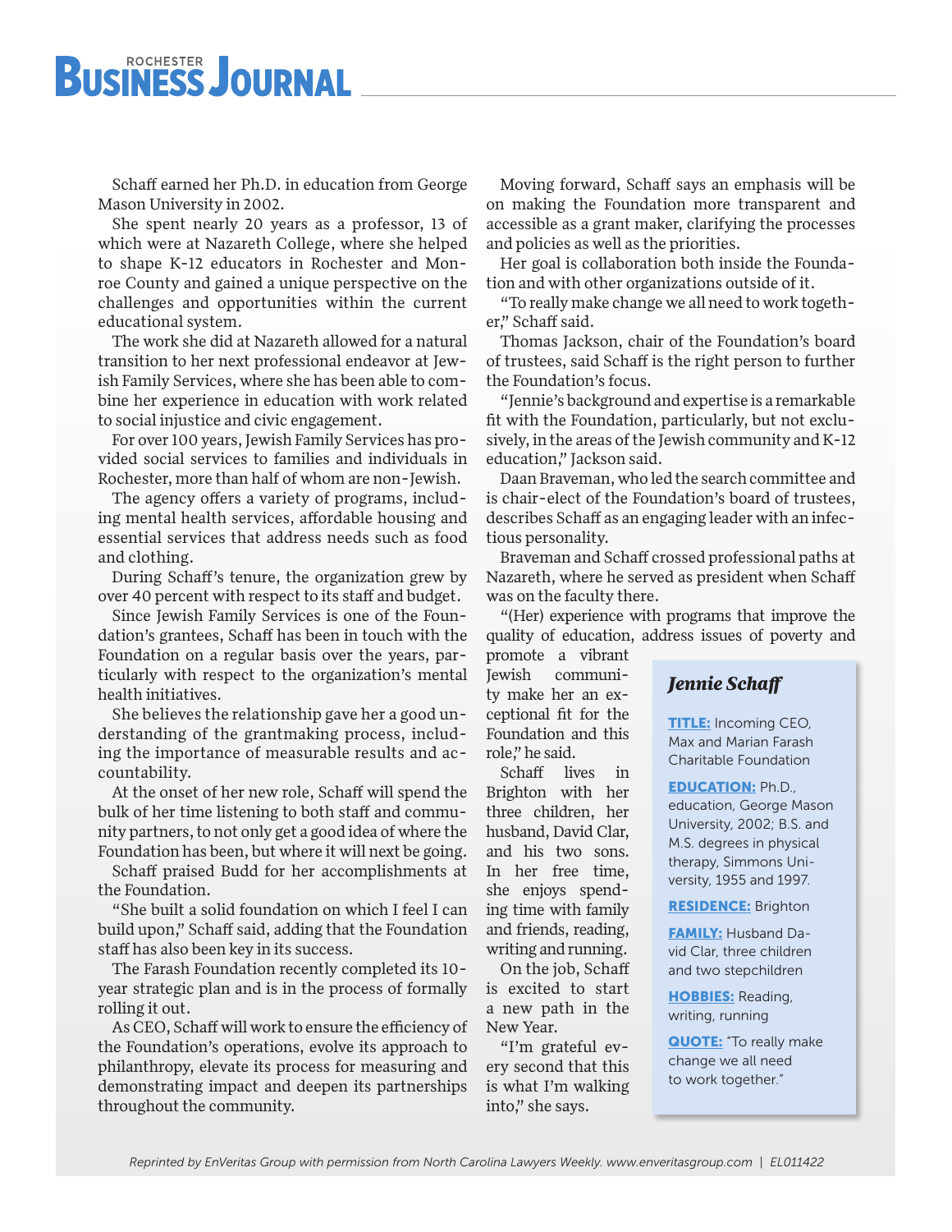Schaff earned her Ph.D. in education from George Mason University in 2002.

She spent nearly 20 years as a professor, 13 of which were at Nazareth College, where she helped to shape K-12 educators in Rochester and Monroe County and gained a unique perspective on the challenges and opportunities within the current educational system.

The work she did at Nazareth allowed for a natural transition to her next professional endeavor at Jewish Family Services, where she has been able to combine her experience in education with work related to social injustice and civic engagement.

For over 100 years, Jewish Family Services has provided social services to families and individuals in Rochester, more than half of whom are non-Jewish.

The agency offers a variety of programs, including mental health services, affordable housing and essential services that address needs such as food and clothing.

During Schaff's tenure, the organization grew by over 40 percent with respect to its staff and budget.

Since Jewish Family Services is one of the Foundation's grantees, Schaff has been in touch with the Foundation on a regular basis over the years, particularly with respect to the organization's mental health initiatives.

She believes the relationship gave her a good understanding of the grantmaking process, including the importance of measurable results and accountability.

At the onset of her new role, Schaff will spend the bulk of her time listening to both staff and community partners, to not only get a good idea of where the Foundation has been, but where it will next be going.

Schaff praised Budd for her accomplishments at the Foundation.

"She built a solid foundation on which I feel I can build upon," Schaff said, adding that the Foundation staff has also been key in its success.

The Farash Foundation recently completed its 10-year strategic plan and is in the process of formally rolling it out.

As CEO, Schaff will work to ensure the efficiency of the Foundation's operations, evolve its approach to philanthropy, elevate its process for measuring and demonstrating impact and deepen its partnerships throughout the community.

Moving forward, Schaff says an emphasis will be on making the Foundation more transparent and accessible as a grant maker, clarifying the processes and policies as well as the priorities.

Her goal is collaboration both inside the Foundation and with other organizations outside of it.

"To really make change we all need to work together," Schaff said.

Thomas Jackson, chair of the Foundation's board of trustees, said Schaff is the right person to further the Foundation's focus.

"Jennie's background and expertise is a remarkable fit with the Foundation, particularly, but not exclusively, in the areas of the Jewish community and K-12 education," Jackson said.

Daan Braveman, who led the search committee and is chair-elect of the Foundation's board of trustees, describes Schaff as an engaging leader with an infectious personality.

Braveman and Schaff crossed professional paths at Nazareth, where he served as president when Schaff was on the faculty there.

"(Her) experience with programs that improve the quality of education, address issues of poverty and promote a vibrant Jewish community make her an exceptional fit for the Foundation and this role," he said.

Schaff lives in Brighton with her three children, her husband, David Clar, and his two sons. In her free time, she enjoys spending time with family and friends, reading, writing and running.

On the job, Schaff is excited to start a new path in the New Year.

"I'm grateful every second that this is what I'm walking into," she says.

### *Jennie Schaff*

**TITLE:** Incoming CEO, Max and Marian Farash Charitable Foundation

**EDUCATION:** Ph.D., education, George Mason University, 2002; B.S. and M.S. degrees in physical therapy, Simmons University, 1955 and 1997.

**RESIDENCE:** Brighton

**FAMILY:** Husband David Clar, three children and two stepchildren

**HOBBIES:** Reading, writing, running

**QUOTE:** "To really make change we all need to work together."

*Reprinted by EnVeritas Group with permission from North Carolina Lawyers Weekly. www.enveritasgroup.com | EL011422*